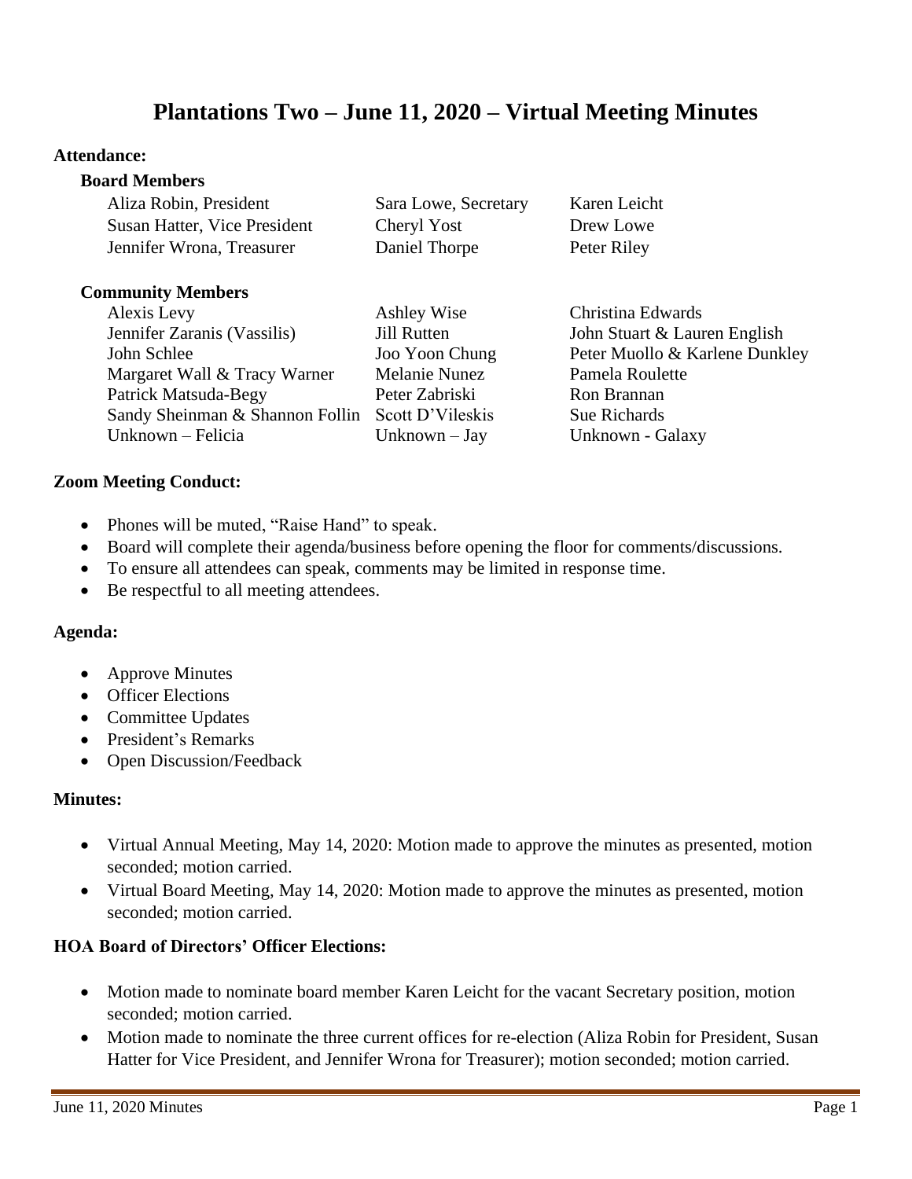# Plantations Two – June 11, 2020 – Virtual Meeting Minutes

**Attendance:**

**Board Members**

| | | |
|---|---|---|
| Aliza Robin, President | Sara Lowe, Secretary | Karen Leicht |
| Susan Hatter, Vice President | Cheryl Yost | Drew Lowe |
| Jennifer Wrona, Treasurer | Daniel Thorpe | Peter Riley |

**Community Members**

| | | |
|---|---|---|
| Alexis Levy | Ashley Wise | Christina Edwards |
| Jennifer Zaranis (Vassilis) | Jill Rutten | John Stuart & Lauren English |
| John Schlee | Joo Yoon Chung | Peter Muollo & Karlene Dunkley |
| Margaret Wall & Tracy Warner | Melanie Nunez | Pamela Roulette |
| Patrick Matsuda-Begy | Peter Zabriski | Ron Brannan |
| Sandy Sheinman & Shannon Follin | Scott D'Vileskis | Sue Richards |
| Unknown – Felicia | Unknown – Jay | Unknown - Galaxy |

**Zoom Meeting Conduct:**

- Phones will be muted, "Raise Hand" to speak.
- Board will complete their agenda/business before opening the floor for comments/discussions.
- To ensure all attendees can speak, comments may be limited in response time.
- Be respectful to all meeting attendees.

**Agenda:**

- Approve Minutes
- Officer Elections
- Committee Updates
- President's Remarks
- Open Discussion/Feedback

**Minutes:**

- Virtual Annual Meeting, May 14, 2020: Motion made to approve the minutes as presented, motion seconded; motion carried.
- Virtual Board Meeting, May 14, 2020: Motion made to approve the minutes as presented, motion seconded; motion carried.

**HOA Board of Directors' Officer Elections:**

- Motion made to nominate board member Karen Leicht for the vacant Secretary position, motion seconded; motion carried.
- Motion made to nominate the three current offices for re-election (Aliza Robin for President, Susan Hatter for Vice President, and Jennifer Wrona for Treasurer); motion seconded; motion carried.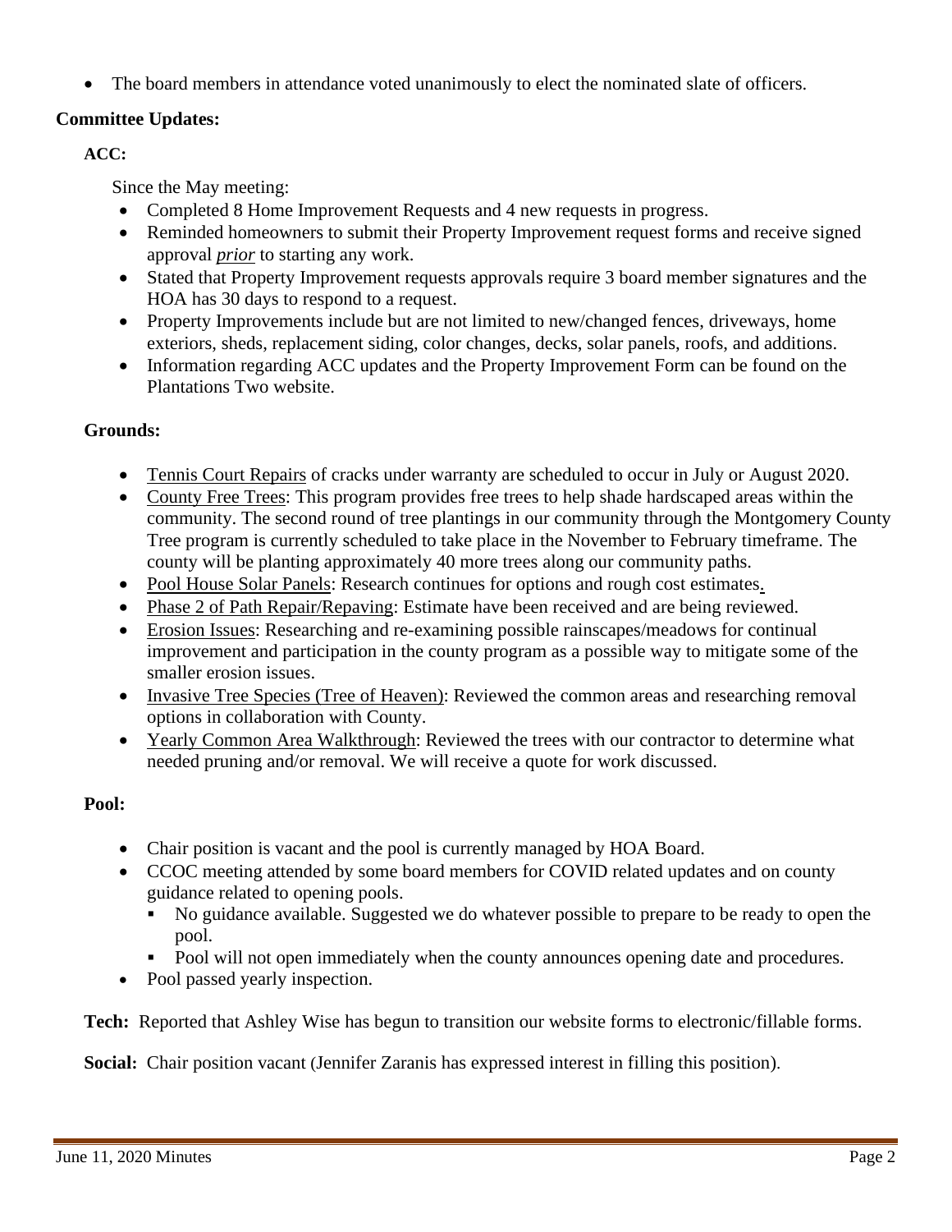- The board members in attendance voted unanimously to elect the nominated slate of officers.

**Committee Updates:**

**ACC:**

Since the May meeting:

- Completed 8 Home Improvement Requests and 4 new requests in progress.
- Reminded homeowners to submit their Property Improvement request forms and receive signed approval ***prior*** to starting any work.
- Stated that Property Improvement requests approvals require 3 board member signatures and the HOA has 30 days to respond to a request.
- Property Improvements include but are not limited to new/changed fences, driveways, home exteriors, sheds, replacement siding, color changes, decks, solar panels, roofs, and additions.
- Information regarding ACC updates and the Property Improvement Form can be found on the Plantations Two website.

**Grounds:**

- Tennis Court Repairs of cracks under warranty are scheduled to occur in July or August 2020.
- County Free Trees: This program provides free trees to help shade hardscaped areas within the community. The second round of tree plantings in our community through the Montgomery County Tree program is currently scheduled to take place in the November to February timeframe. The county will be planting approximately 40 more trees along our community paths.
- Pool House Solar Panels: Research continues for options and rough cost estimates.
- Phase 2 of Path Repair/Repaving: Estimate have been received and are being reviewed.
- Erosion Issues: Researching and re-examining possible rainscapes/meadows for continual improvement and participation in the county program as a possible way to mitigate some of the smaller erosion issues.
- Invasive Tree Species (Tree of Heaven): Reviewed the common areas and researching removal options in collaboration with County.
- Yearly Common Area Walkthrough: Reviewed the trees with our contractor to determine what needed pruning and/or removal. We will receive a quote for work discussed.

**Pool:**

- Chair position is vacant and the pool is currently managed by HOA Board.
- CCOC meeting attended by some board members for COVID related updates and on county guidance related to opening pools.
  - No guidance available. Suggested we do whatever possible to prepare to be ready to open the pool.
  - Pool will not open immediately when the county announces opening date and procedures.
- Pool passed yearly inspection.

**Tech:** Reported that Ashley Wise has begun to transition our website forms to electronic/fillable forms.

**Social:** Chair position vacant (Jennifer Zaranis has expressed interest in filling this position).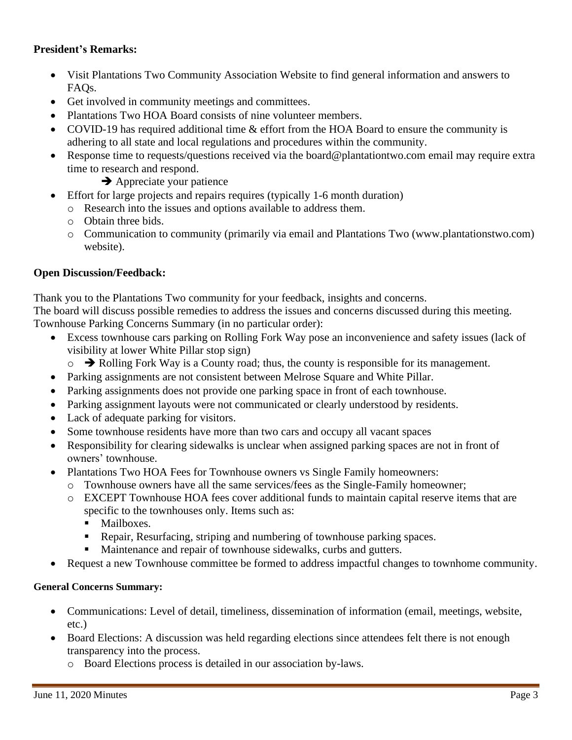**President's Remarks:**

- Visit Plantations Two Community Association Website to find general information and answers to FAQs.
- Get involved in community meetings and committees.
- Plantations Two HOA Board consists of nine volunteer members.
- COVID-19 has required additional time & effort from the HOA Board to ensure the community is adhering to all state and local regulations and procedures within the community.
- Response time to requests/questions received via the board@plantationtwo.com email may require extra time to research and respond.
  - ➔ Appreciate your patience
- Effort for large projects and repairs requires (typically 1-6 month duration)
  - Research into the issues and options available to address them.
  - Obtain three bids.
  - Communication to community (primarily via email and Plantations Two (www.plantationstwo.com) website).

**Open Discussion/Feedback:**

Thank you to the Plantations Two community for your feedback, insights and concerns.
The board will discuss possible remedies to address the issues and concerns discussed during this meeting.
Townhouse Parking Concerns Summary (in no particular order):

- Excess townhouse cars parking on Rolling Fork Way pose an inconvenience and safety issues (lack of visibility at lower White Pillar stop sign)
  - ➔ Rolling Fork Way is a County road; thus, the county is responsible for its management.
- Parking assignments are not consistent between Melrose Square and White Pillar.
- Parking assignments does not provide one parking space in front of each townhouse.
- Parking assignment layouts were not communicated or clearly understood by residents.
- Lack of adequate parking for visitors.
- Some townhouse residents have more than two cars and occupy all vacant spaces
- Responsibility for clearing sidewalks is unclear when assigned parking spaces are not in front of owners' townhouse.
- Plantations Two HOA Fees for Townhouse owners vs Single Family homeowners:
  - Townhouse owners have all the same services/fees as the Single-Family homeowner;
  - EXCEPT Townhouse HOA fees cover additional funds to maintain capital reserve items that are specific to the townhouses only. Items such as:
    - Mailboxes.
    - Repair, Resurfacing, striping and numbering of townhouse parking spaces.
    - Maintenance and repair of townhouse sidewalks, curbs and gutters.
- Request a new Townhouse committee be formed to address impactful changes to townhome community.

**General Concerns Summary:**

- Communications: Level of detail, timeliness, dissemination of information (email, meetings, website, etc.)
- Board Elections: A discussion was held regarding elections since attendees felt there is not enough transparency into the process.
  - Board Elections process is detailed in our association by-laws.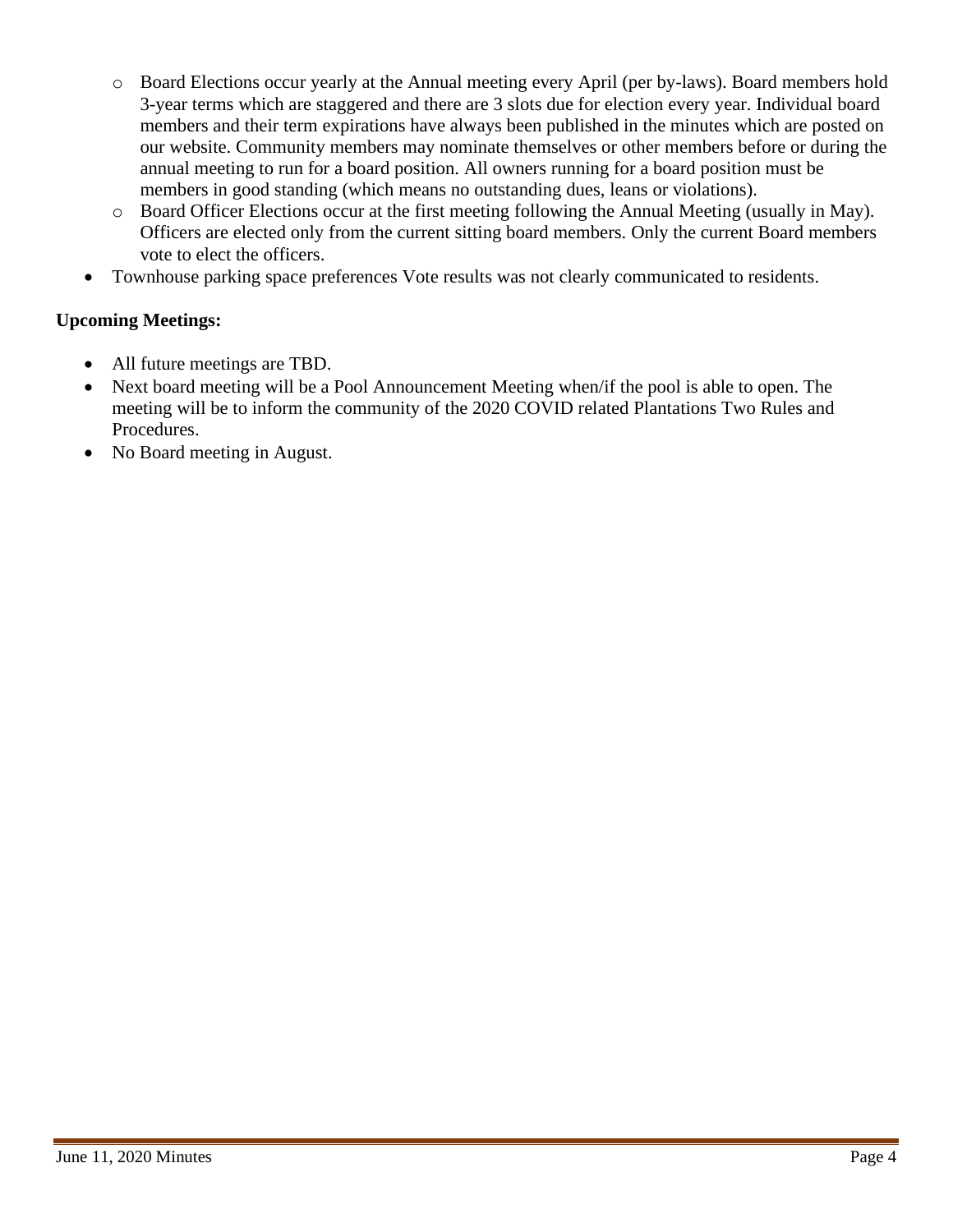- Board Elections occur yearly at the Annual meeting every April (per by-laws). Board members hold 3-year terms which are staggered and there are 3 slots due for election every year. Individual board members and their term expirations have always been published in the minutes which are posted on our website. Community members may nominate themselves or other members before or during the annual meeting to run for a board position. All owners running for a board position must be members in good standing (which means no outstanding dues, leans or violations).
  - Board Officer Elections occur at the first meeting following the Annual Meeting (usually in May). Officers are elected only from the current sitting board members. Only the current Board members vote to elect the officers.
- Townhouse parking space preferences Vote results was not clearly communicated to residents.

**Upcoming Meetings:**

- All future meetings are TBD.
- Next board meeting will be a Pool Announcement Meeting when/if the pool is able to open. The meeting will be to inform the community of the 2020 COVID related Plantations Two Rules and Procedures.
- No Board meeting in August.